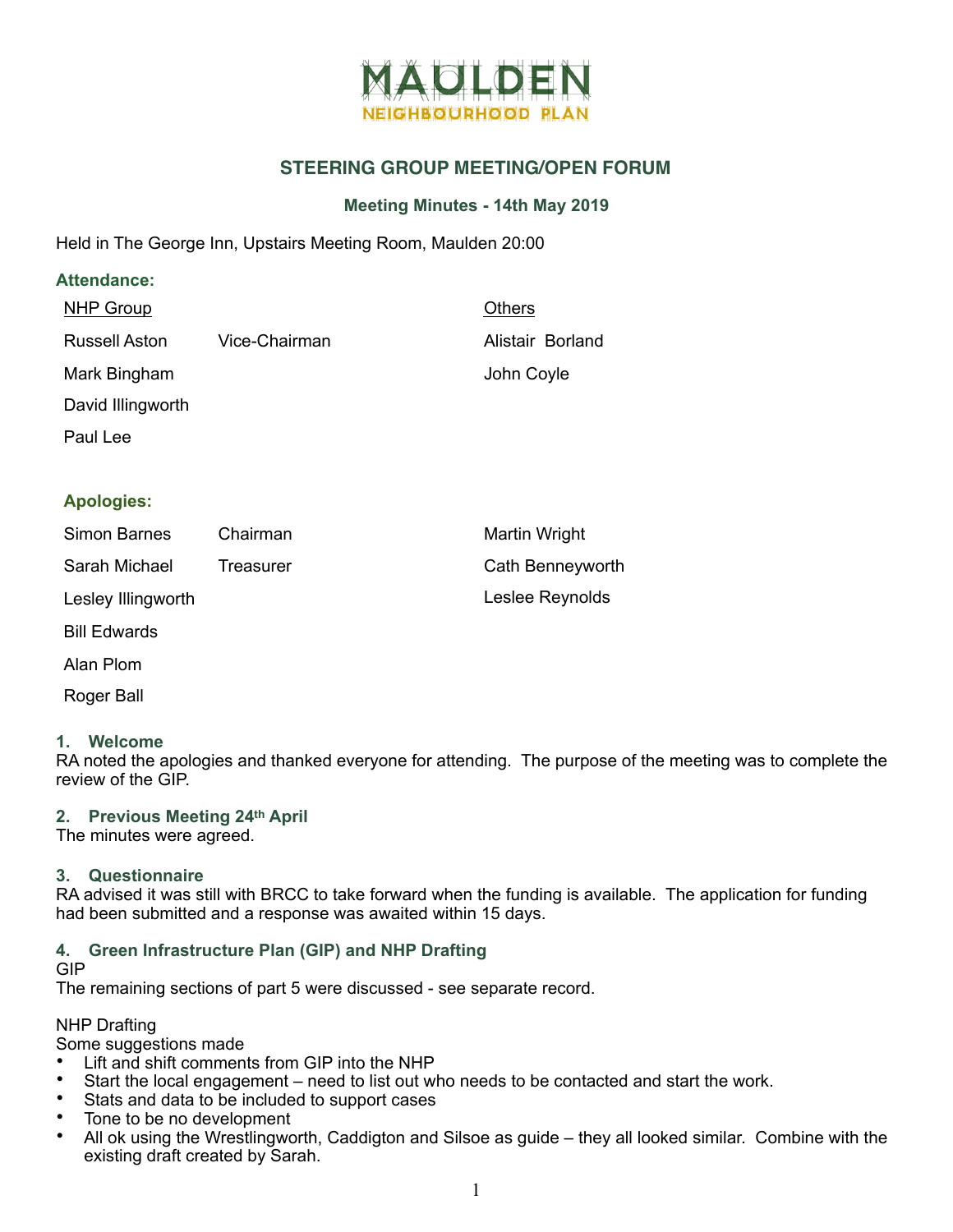# MAULDEN NEIGHBOURHOOD PLAN

## STEERING GROUP MEETING/OPEN FORUM

### Meeting Minutes - 14th May 2019

Held in The George Inn, Upstairs Meeting Room, Maulden 20:00

**Attendance:**

| NHP Group | | Others |
|---|---|---|
| Russell Aston | Vice-Chairman | Alistair Borland |
| Mark Bingham | | John Coyle |
| David Illingworth | | |
| Paul Lee | | |

**Apologies:**

| | | |
|---|---|---|
| Simon Barnes | Chairman | Martin Wright |
| Sarah Michael | Treasurer | Cath Benneyworth |
| Lesley Illingworth | | Leslee Reynolds |
| Bill Edwards | | |
| Alan Plom | | |
| Roger Ball | | |

### 1. Welcome

RA noted the apologies and thanked everyone for attending. The purpose of the meeting was to complete the review of the GIP.

### 2. Previous Meeting 24th April

The minutes were agreed.

### 3. Questionnaire

RA advised it was still with BRCC to take forward when the funding is available. The application for funding had been submitted and a response was awaited within 15 days.

### 4. Green Infrastructure Plan (GIP) and NHP Drafting

GIP

The remaining sections of part 5 were discussed - see separate record.

NHP Drafting

Some suggestions made

- Lift and shift comments from GIP into the NHP
- Start the local engagement – need to list out who needs to be contacted and start the work.
- Stats and data to be included to support cases
- Tone to be no development
- All ok using the Wrestlingworth, Caddigton and Silsoe as guide – they all looked similar. Combine with the existing draft created by Sarah.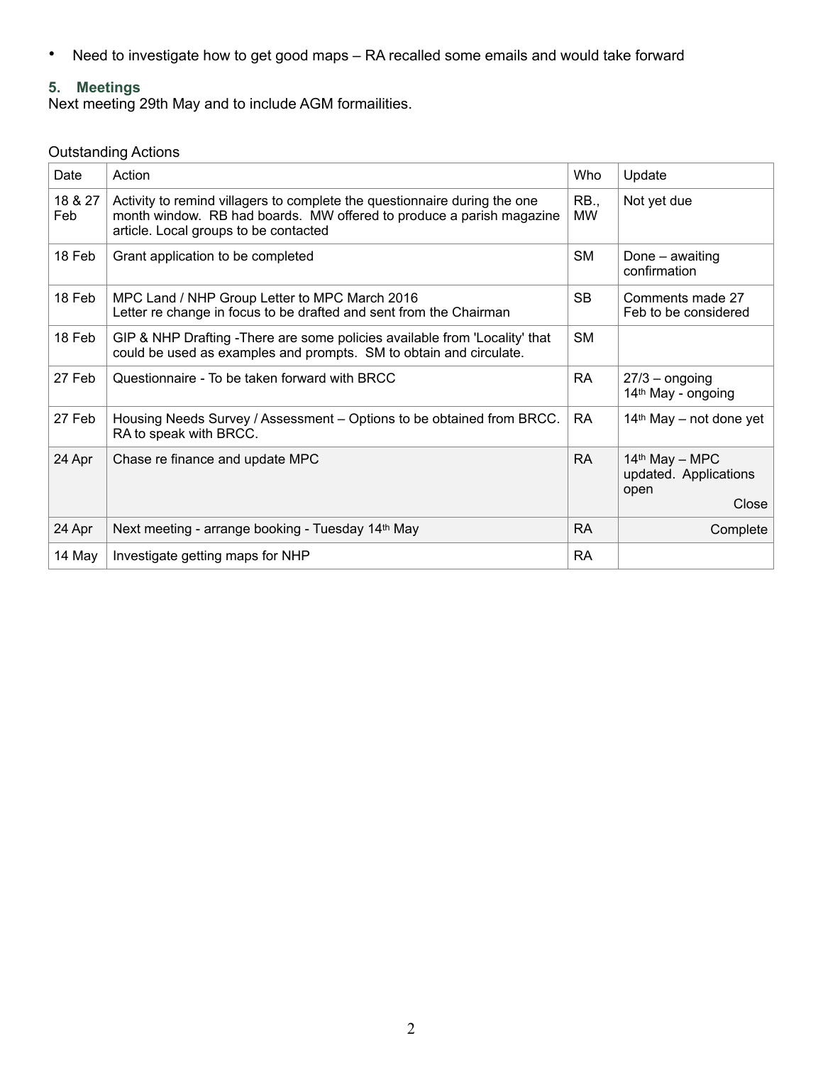- Need to investigate how to get good maps – RA recalled some emails and would take forward

### 5. Meetings

Next meeting 29th May and to include AGM formailities.

Outstanding Actions

| Date | Action | Who | Update |
|---|---|---|---|
| 18 & 27 Feb | Activity to remind villagers to complete the questionnaire during the one month window. RB had boards. MW offered to produce a parish magazine article. Local groups to be contacted | RB., MW | Not yet due |
| 18 Feb | Grant application to be completed | SM | Done – awaiting confirmation |
| 18 Feb | MPC Land / NHP Group Letter to MPC March 2016<br>Letter re change in focus to be drafted and sent from the Chairman | SB | Comments made 27 Feb to be considered |
| 18 Feb | GIP & NHP Drafting -There are some policies available from 'Locality' that could be used as examples and prompts. SM to obtain and circulate. | SM | |
| 27 Feb | Questionnaire - To be taken forward with BRCC | RA | 27/3 – ongoing<br>14th May - ongoing |
| 27 Feb | Housing Needs Survey / Assessment – Options to be obtained from BRCC. RA to speak with BRCC. | RA | 14th May – not done yet |
| 24 Apr | Chase re finance and update MPC | RA | 14th May – MPC updated. Applications open<br>Close |
| 24 Apr | Next meeting - arrange booking - Tuesday 14th May | RA | Complete |
| 14 May | Investigate getting maps for NHP | RA | |